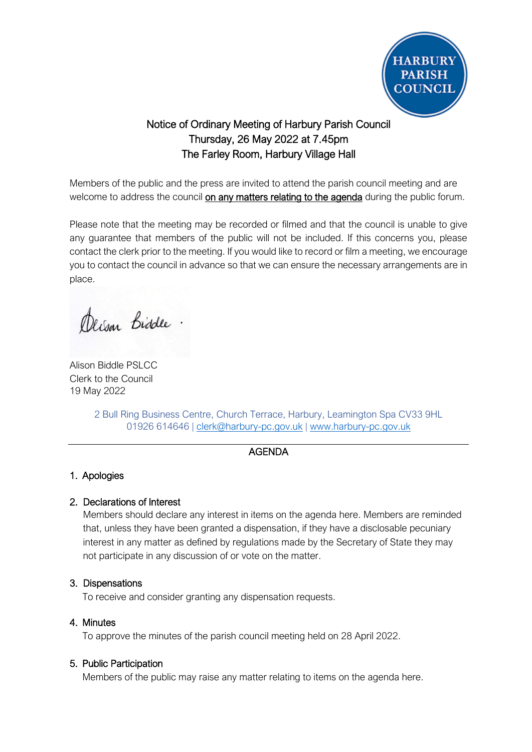HARBURY PARISH COUNCIL

# Notice of Ordinary Meeting of Harbury Parish Council
## Thursday, 26 May 2022 at 7.45pm
## The Farley Room, Harbury Village Hall

Members of the public and the press are invited to attend the parish council meeting and are welcome to address the council <u>on any matters relating to the agenda</u> during the public forum.

Please note that the meeting may be recorded or filmed and that the council is unable to give any guarantee that members of the public will not be included. If this concerns you, please contact the clerk prior to the meeting. If you would like to record or film a meeting, we encourage you to contact the council in advance so that we can ensure the necessary arrangements are in place.

Alison Biddle

Alison Biddle PSLCC
Clerk to the Council
19 May 2022

2 Bull Ring Business Centre, Church Terrace, Harbury, Leamington Spa CV33 9HL
01926 614646 | clerk@harbury-pc.gov.uk | www.harbury-pc.gov.uk

---

## AGENDA

1. Apologies

2. Declarations of Interest
   Members should declare any interest in items on the agenda here. Members are reminded that, unless they have been granted a dispensation, if they have a disclosable pecuniary interest in any matter as defined by regulations made by the Secretary of State they may not participate in any discussion of or vote on the matter.

3. Dispensations
   To receive and consider granting any dispensation requests.

4. Minutes
   To approve the minutes of the parish council meeting held on 28 April 2022.

5. Public Participation
   Members of the public may raise any matter relating to items on the agenda here.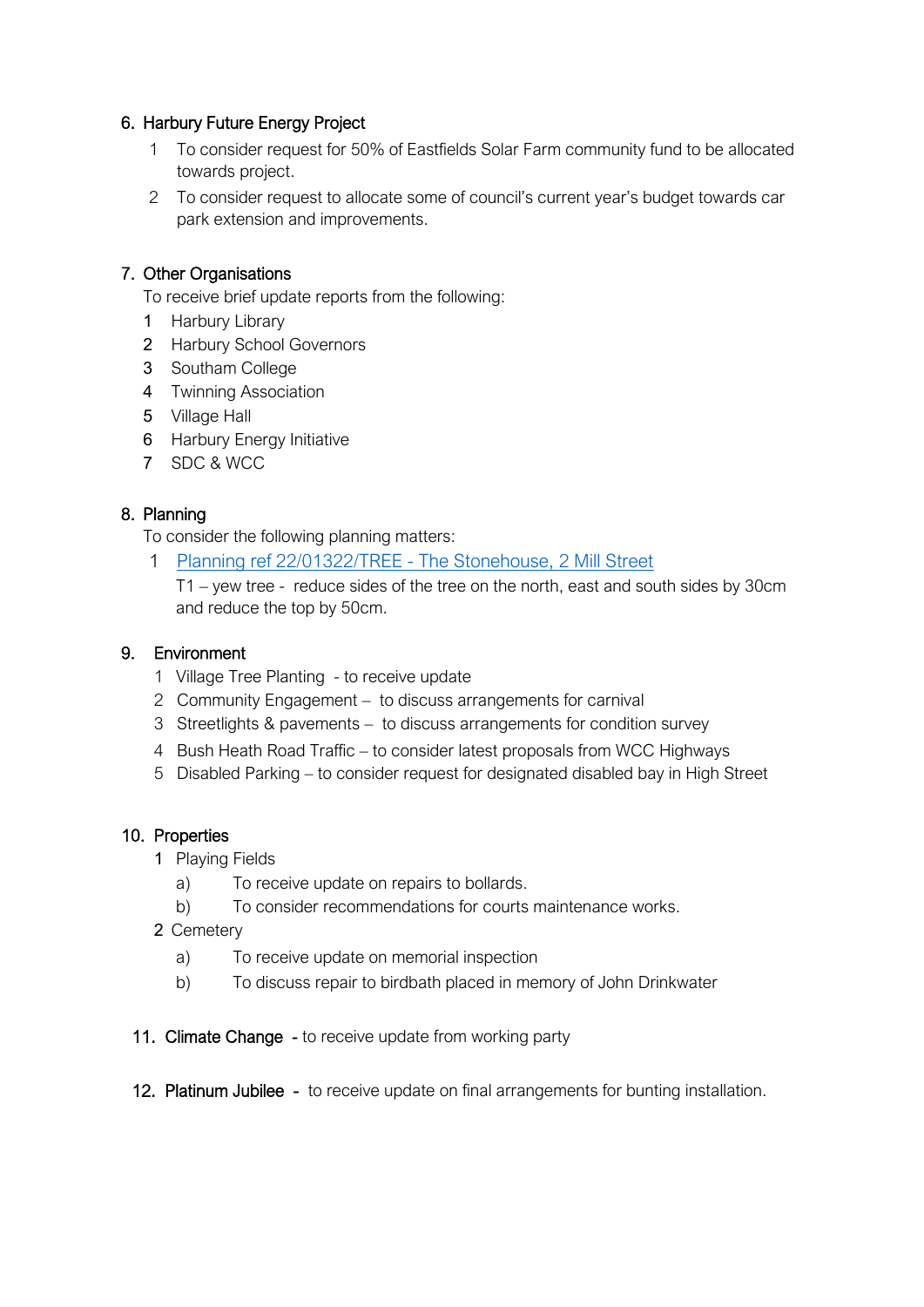6. **Harbury Future Energy Project**
   1. To consider request for 50% of Eastfields Solar Farm community fund to be allocated towards project.
   2. To consider request to allocate some of council's current year's budget towards car park extension and improvements.

7. **Other Organisations**

   To receive brief update reports from the following:
   1. Harbury Library
   2. Harbury School Governors
   3. Southam College
   4. Twinning Association
   5. Village Hall
   6. Harbury Energy Initiative
   7. SDC & WCC

8. **Planning**

   To consider the following planning matters:
   1. Planning ref 22/01322/TREE - The Stonehouse, 2 Mill Street

      T1 – yew tree - reduce sides of the tree on the north, east and south sides by 30cm and reduce the top by 50cm.

9. **Environment**
   1. Village Tree Planting - to receive update
   2. Community Engagement – to discuss arrangements for carnival
   3. Streetlights & pavements – to discuss arrangements for condition survey
   4. Bush Heath Road Traffic – to consider latest proposals from WCC Highways
   5. Disabled Parking – to consider request for designated disabled bay in High Street

10. **Properties**
    1. Playing Fields
       - a) To receive update on repairs to bollards.
       - b) To consider recommendations for courts maintenance works.
    2. Cemetery
       - a) To receive update on memorial inspection
       - b) To discuss repair to birdbath placed in memory of John Drinkwater

11. **Climate Change** - to receive update from working party

12. **Platinum Jubilee** - to receive update on final arrangements for bunting installation.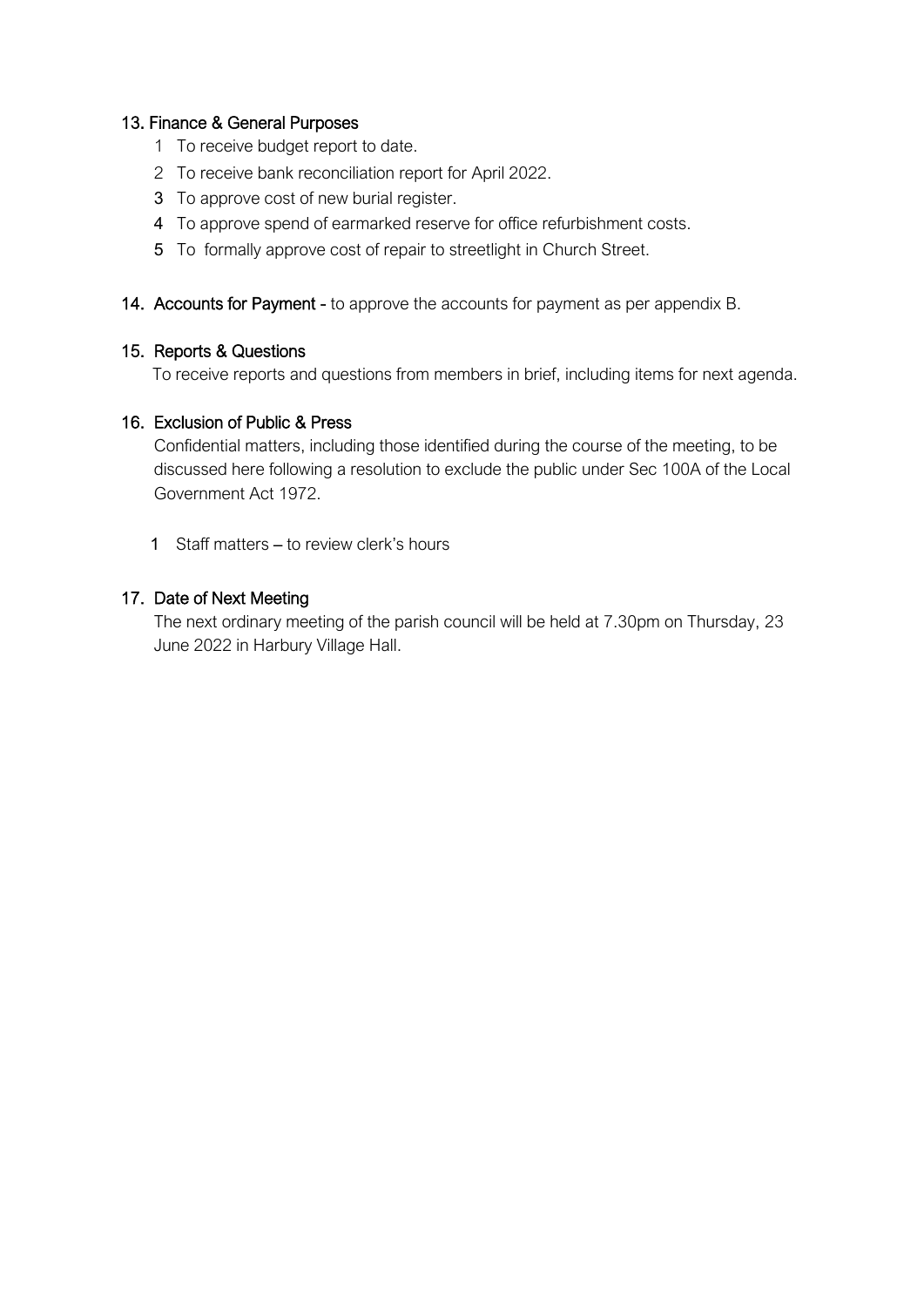## 13. Finance & General Purposes

1. To receive budget report to date.
2. To receive bank reconciliation report for April 2022.
3. To approve cost of new burial register.
4. To approve spend of earmarked reserve for office refurbishment costs.
5. To formally approve cost of repair to streetlight in Church Street.

## 14. Accounts for Payment - to approve the accounts for payment as per appendix B.

## 15. Reports & Questions

To receive reports and questions from members in brief, including items for next agenda.

## 16. Exclusion of Public & Press

Confidential matters, including those identified during the course of the meeting, to be discussed here following a resolution to exclude the public under Sec 100A of the Local Government Act 1972.

1. Staff matters – to review clerk's hours

## 17. Date of Next Meeting

The next ordinary meeting of the parish council will be held at 7.30pm on Thursday, 23 June 2022 in Harbury Village Hall.